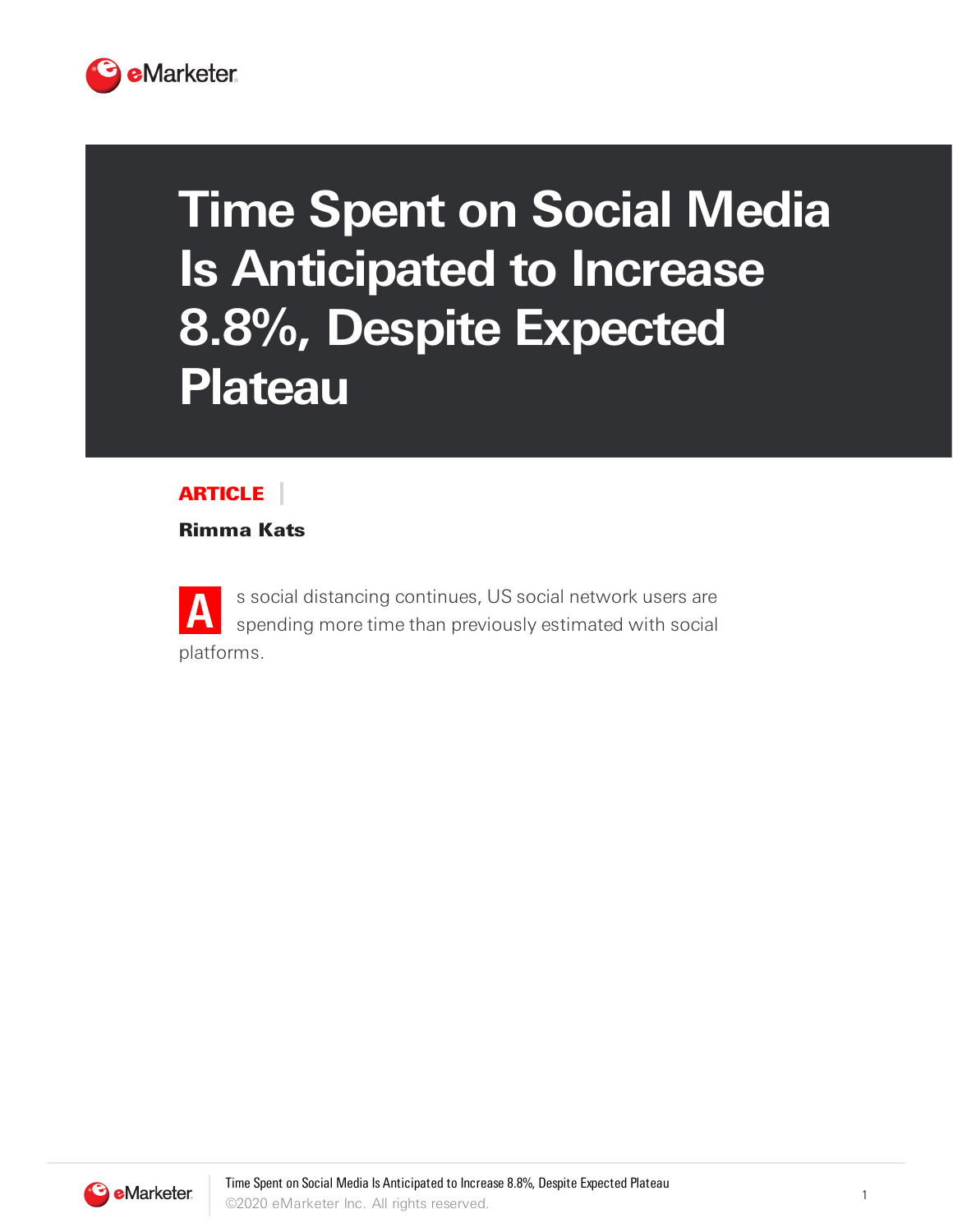# Time Spent on Social Media Is Anticipated to Increase 8.8%, Despite Expected Plateau

**ARTICLE**

**Rimma Kats**

As social distancing continues, US social network users are spending more time than previously estimated with social platforms.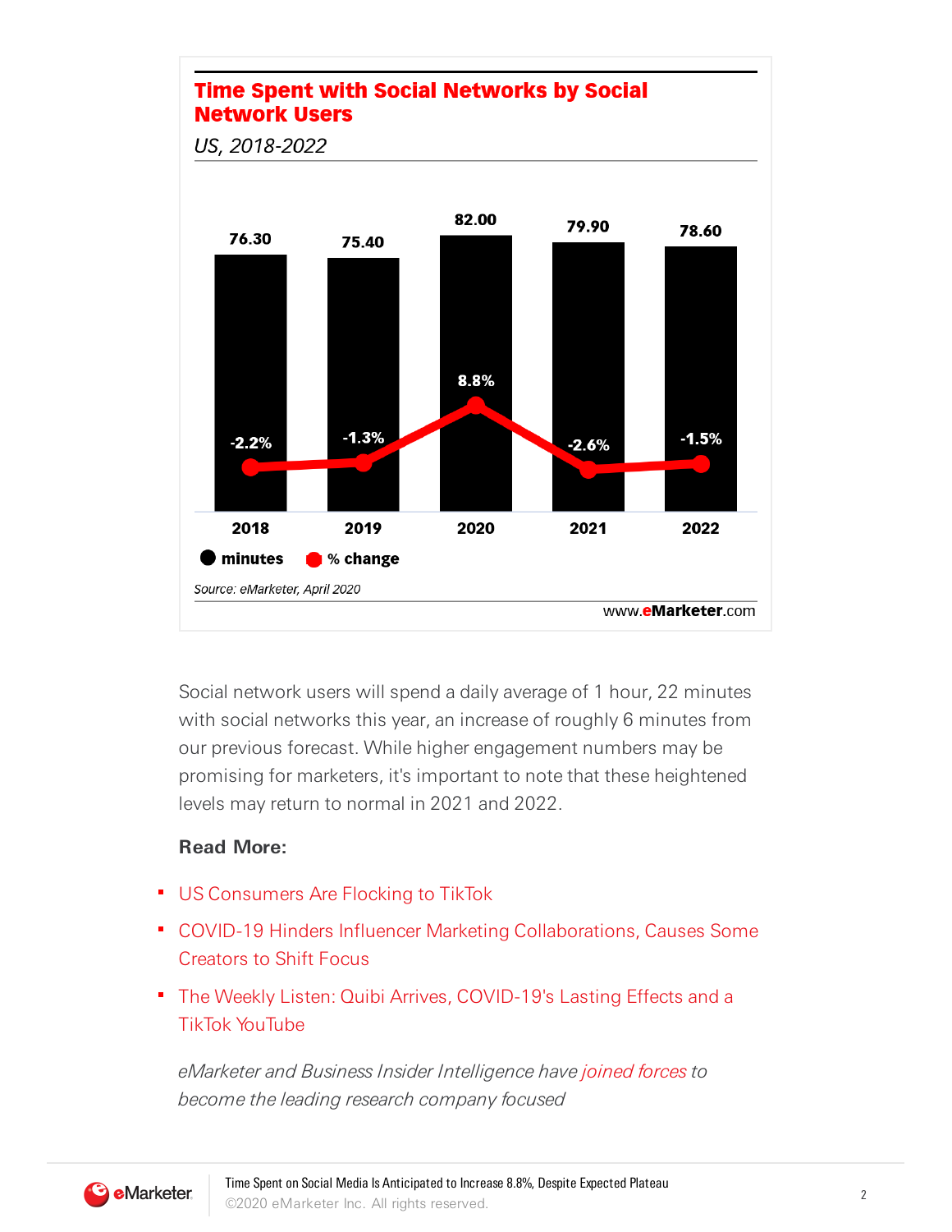## Time Spent with Social Networks by Social Network Users

*US, 2018-2022*

| Year | minutes | % change |
|---|---|---|
| 2018 | 76.30 | -2.2% |
| 2019 | 75.40 | -1.3% |
| 2020 | 82.00 | 8.8% |
| 2021 | 79.90 | -2.6% |
| 2022 | 78.60 | -1.5% |

*Source: eMarketer, April 2020*

www.eMarketer.com

Social network users will spend a daily average of 1 hour, 22 minutes with social networks this year, an increase of roughly 6 minutes from our previous forecast. While higher engagement numbers may be promising for marketers, it's important to note that these heightened levels may return to normal in 2021 and 2022.

**Read More:**

- US Consumers Are Flocking to TikTok
- COVID-19 Hinders Influencer Marketing Collaborations, Causes Some Creators to Shift Focus
- The Weekly Listen: Quibi Arrives, COVID-19's Lasting Effects and a TikTok YouTube

*eMarketer and Business Insider Intelligence have joined forces to become the leading research company focused*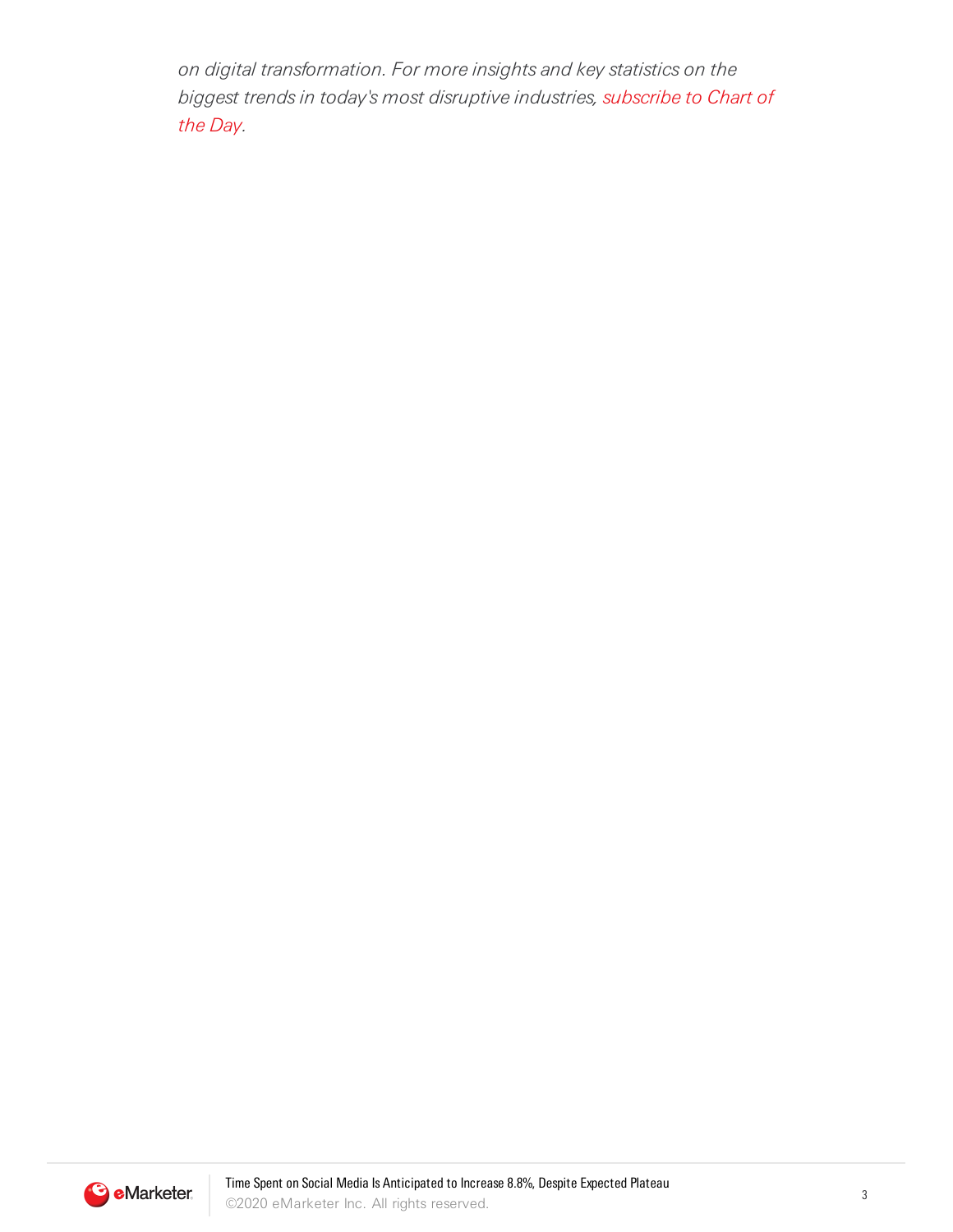*on digital transformation. For more insights and key statistics on the biggest trends in today's most disruptive industries, subscribe to Chart of the Day.*